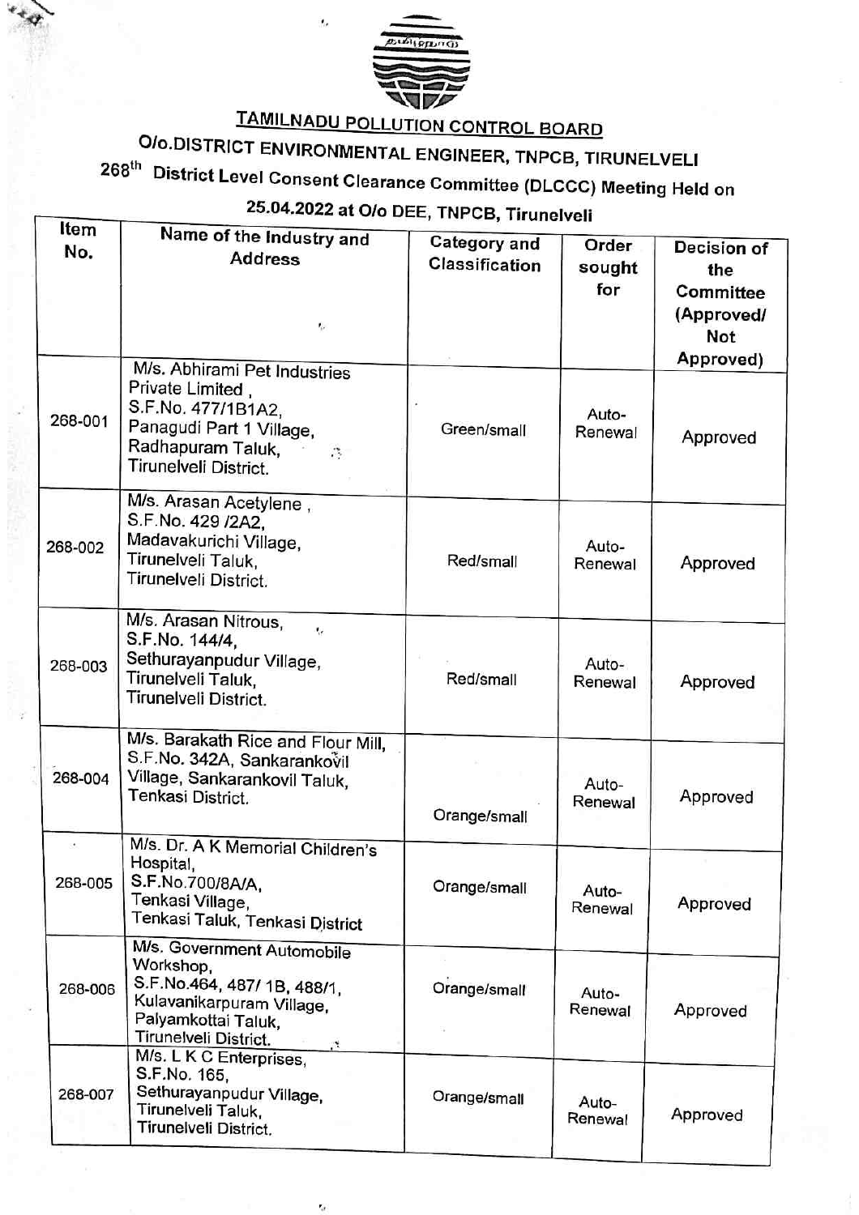# TAMILNADU POLLUTION CONTROL BOARD

## O/o.DISTRICT ENVIRONMENTAL ENGINEER, TNPCB, TIRUNELVELI

## 268th District Level Consent Clearance Committee (DLCCC) Meeting Held on 25.04.2022 at O/o DEE, TNPCB, Tirunelveli

| Item No. | Name of the Industry and Address | Category and Classification | Order sought for | Decision of the Committee (Approved/ Not Approved) |
|---|---|---|---|---|
| 268-001 | M/s. Abhirami Pet Industries Private Limited , S.F.No. 477/1B1A2, Panagudi Part 1 Village, Radhapuram Taluk, Tirunelveli District. | Green/small | Auto-Renewal | Approved |
| 268-002 | M/s. Arasan Acetylene , S.F.No. 429 /2A2, Madavakurichi Village, Tirunelveli Taluk, Tirunelveli District. | Red/small | Auto-Renewal | Approved |
| 268-003 | M/s. Arasan Nitrous, S.F.No. 144/4, Sethurayanpudur Village, Tirunelveli Taluk, Tirunelveli District. | Red/small | Auto-Renewal | Approved |
| 268-004 | M/s. Barakath Rice and Flour Mill, S.F.No. 342A, Sankarankovil Village, Sankarankovil Taluk, Tenkasi District. | Orange/small | Auto-Renewal | Approved |
| 268-005 | M/s. Dr. A K Memorial Children's Hospital, S.F.No.700/8A/A, Tenkasi Village, Tenkasi Taluk, Tenkasi District | Orange/small | Auto-Renewal | Approved |
| 268-006 | M/s. Government Automobile Workshop, S.F.No.464, 487/ 1B, 488/1, Kulavanikarpuram Village, Palyamkottai Taluk, Tirunelveli District. | Orange/small | Auto-Renewal | Approved |
| 268-007 | M/s. L K C Enterprises, S.F.No. 165, Sethurayanpudur Village, Tirunelveli Taluk, Tirunelveli District. | Orange/small | Auto-Renewal | Approved |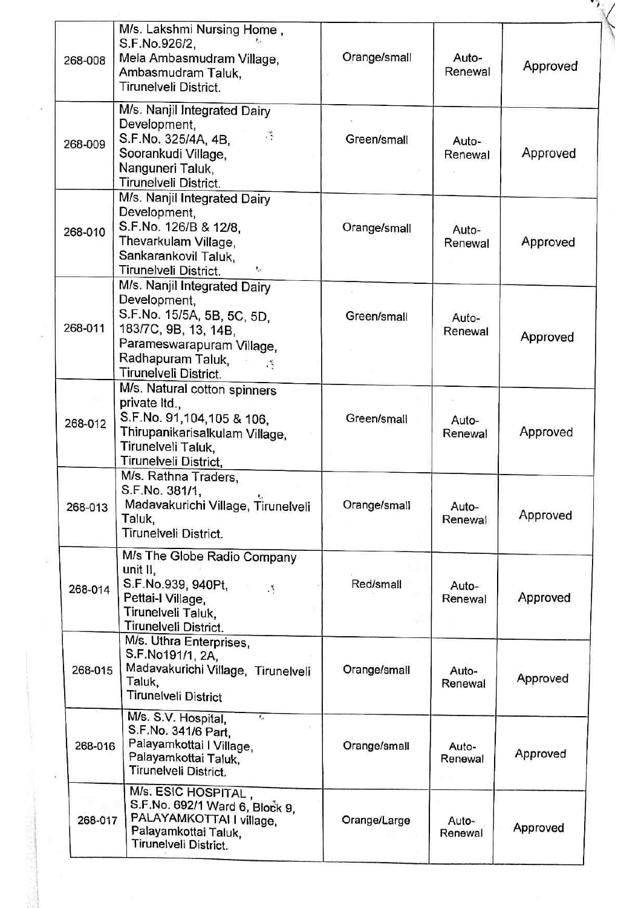| | | | | |
|---|---|---|---|---|
| 268-008 | M/s. Lakshmi Nursing Home, S.F.No.926/2, Mela Ambasmudram Village, Ambasmudram Taluk, Tirunelveli District. | Orange/small | Auto-Renewal | Approved |
| 268-009 | M/s. Nanjil Integrated Dairy Development, S.F.No. 325/4A, 4B, Soorankudi Village, Nanguneri Taluk, Tirunelveli District. | Green/small | Auto-Renewal | Approved |
| 268-010 | M/s. Nanjil Integrated Dairy Development, S.F.No. 126/B & 12/8, Thevarkulam Village, Sankarankovil Taluk, Tirunelveli District. | Orange/small | Auto-Renewal | Approved |
| 268-011 | M/s. Nanjil Integrated Dairy Development, S.F.No. 15/5A, 5B, 5C, 5D, 183/7C, 9B, 13, 14B, Parameswarapuram Village, Radhapuram Taluk, Tirunelveli District. | Green/small | Auto-Renewal | Approved |
| 268-012 | M/s. Natural cotton spinners private ltd., S.F.No. 91,104,105 & 106, Thirupanikarisalkulam Village, Tirunelveli Taluk, Tirunelveli District, | Green/small | Auto-Renewal | Approved |
| 268-013 | M/s. Rathna Traders, S.F.No. 381/1, Madavakurichi Village, Tirunelveli Taluk, Tirunelveli District. | Orange/small | Auto-Renewal | Approved |
| 268-014 | M/s The Globe Radio Company unit II, S.F.No.939, 940Pt, Pettai-I Village, Tirunelveli Taluk, Tirunelveli District. | Red/small | Auto-Renewal | Approved |
| 268-015 | M/s. Uthra Enterprises, S.F.No191/1, 2A, Madavakurichi Village, Tirunelveli Taluk, Tirunelveli District | Orange/small | Auto-Renewal | Approved |
| 268-016 | M/s. S.V. Hospital, S.F.No. 341/6 Part, Palayamkottai I Village, Palayamkottai Taluk, Tirunelveli District. | Orange/small | Auto-Renewal | Approved |
| 268-017 | M/s. ESIC HOSPITAL, S.F.No. 692/1 Ward 6, Block 9, PALAYAMKOTTAI I village, Palayamkottai Taluk, Tirunelveli District. | Orange/Large | Auto-Renewal | Approved |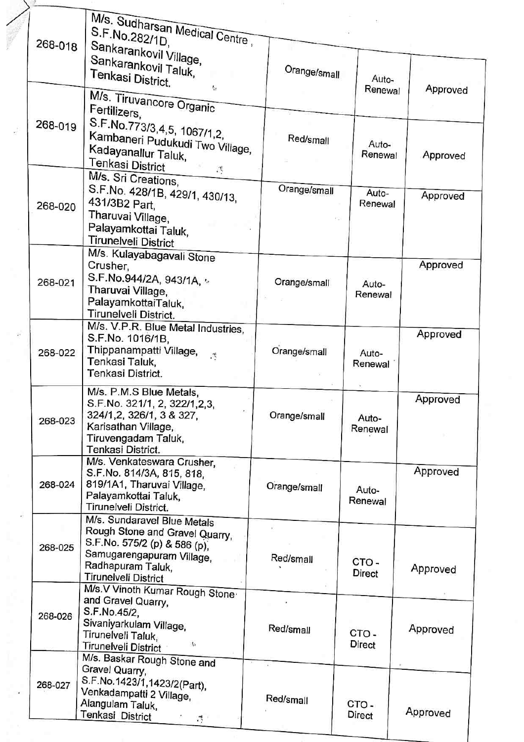| | | | | |
|---|---|---|---|---|
| 268-018 | M/s. Sudharsan Medical Centre, S.F.No.282/1D, Sankarankovil Village, Sankarankovil Taluk, Tenkasi District. | Orange/small | Auto-Renewal | Approved |
| 268-019 | M/s. Tiruvancore Organic Fertilizers, S.F.No.773/3,4,5, 1067/1,2, Kambaneri Pudukudi Two Village, Kadayanallur Taluk, Tenkasi District | Red/small | Auto-Renewal | Approved |
| 268-020 | M/s. Sri Creations, S.F.No. 428/1B, 429/1, 430/13, 431/3B2 Part, Tharuvai Village, Palayamkottai Taluk, Tirunelveli District | Orange/small | Auto-Renewal | Approved |
| 268-021 | M/s. Kulayabagavali Stone Crusher, S.F.No.944/2A, 943/1A, Tharuvai Village, PalayamkottaiTaluk, Tirunelveli District. | Orange/small | Auto-Renewal | Approved |
| 268-022 | M/s. V.P.R. Blue Metal Industries, S.F.No. 1016/1B, Thippanampatti Village, Tenkasi Taluk, Tenkasi District. | Orange/small | Auto-Renewal | Approved |
| 268-023 | M/s. P.M.S Blue Metals, S.F.No. 321/1, 2, 322/1,2,3, 324/1,2, 326/1, 3 & 327, Karisathan Village, Tiruvengadam Taluk, Tenkasi District. | Orange/small | Auto-Renewal | Approved |
| 268-024 | M/s. Venkateswara Crusher, S.F.No. 814/3A, 815, 818, 819/1A1, Tharuvai Village, Palayamkottai Taluk, Tirunelveli District. | Orange/small | Auto-Renewal | Approved |
| 268-025 | M/s. Sundaravel Blue Metals Rough Stone and Gravel Quarry, S.F.No. 575/2 (p) & 586 (p), Samugarengapuram Village, Radhapuram Taluk, Tirunelveli District | Red/small | CTO - Direct | Approved |
| 268-026 | M/s.V Vinoth Kumar Rough Stone and Gravel Quarry, S.F.No.45/2, Sivaniyarkulam Village, Tirunelveli Taluk, Tirunelveli District | Red/small | CTO - Direct | Approved |
| 268-027 | M/s. Baskar Rough Stone and Gravel Quarry, S.F.No.1423/1,1423/2(Part), Venkadampatti 2 Village, Alangulam Taluk, Tenkasi District | Red/small | CTO - Direct | Approved |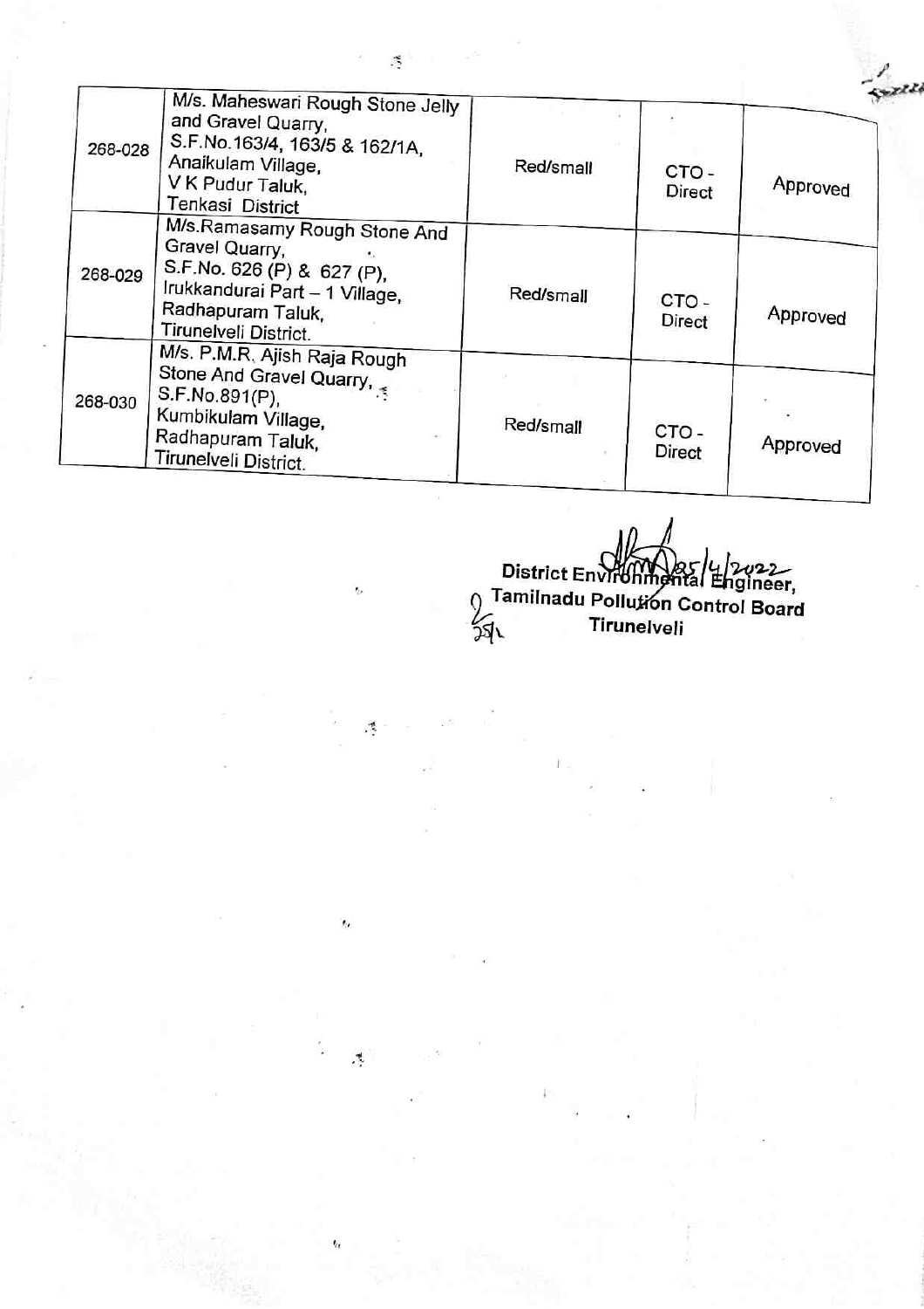| | | | | |
|---|---|---|---|---|
| 268-028 | M/s. Maheswari Rough Stone Jelly and Gravel Quarry, S.F.No.163/4, 163/5 & 162/1A, Anaikulam Village, V K Pudur Taluk, Tenkasi District | Red/small | CTO - Direct | Approved |
| 268-029 | M/s.Ramasamy Rough Stone And Gravel Quarry, S.F.No. 626 (P) & 627 (P), Irukkandurai Part – 1 Village, Radhapuram Taluk, Tirunelveli District. | Red/small | CTO - Direct | Approved |
| 268-030 | M/s. P.M.R. Ajish Raja Rough Stone And Gravel Quarry, S.F.No.891(P), Kumbikulam Village, Radhapuram Taluk, Tirunelveli District. | Red/small | CTO - Direct | Approved |

25/4/2022

**District Environmental Engineer,**
**Tamilnadu Pollution Control Board**
**Tirunelveli**